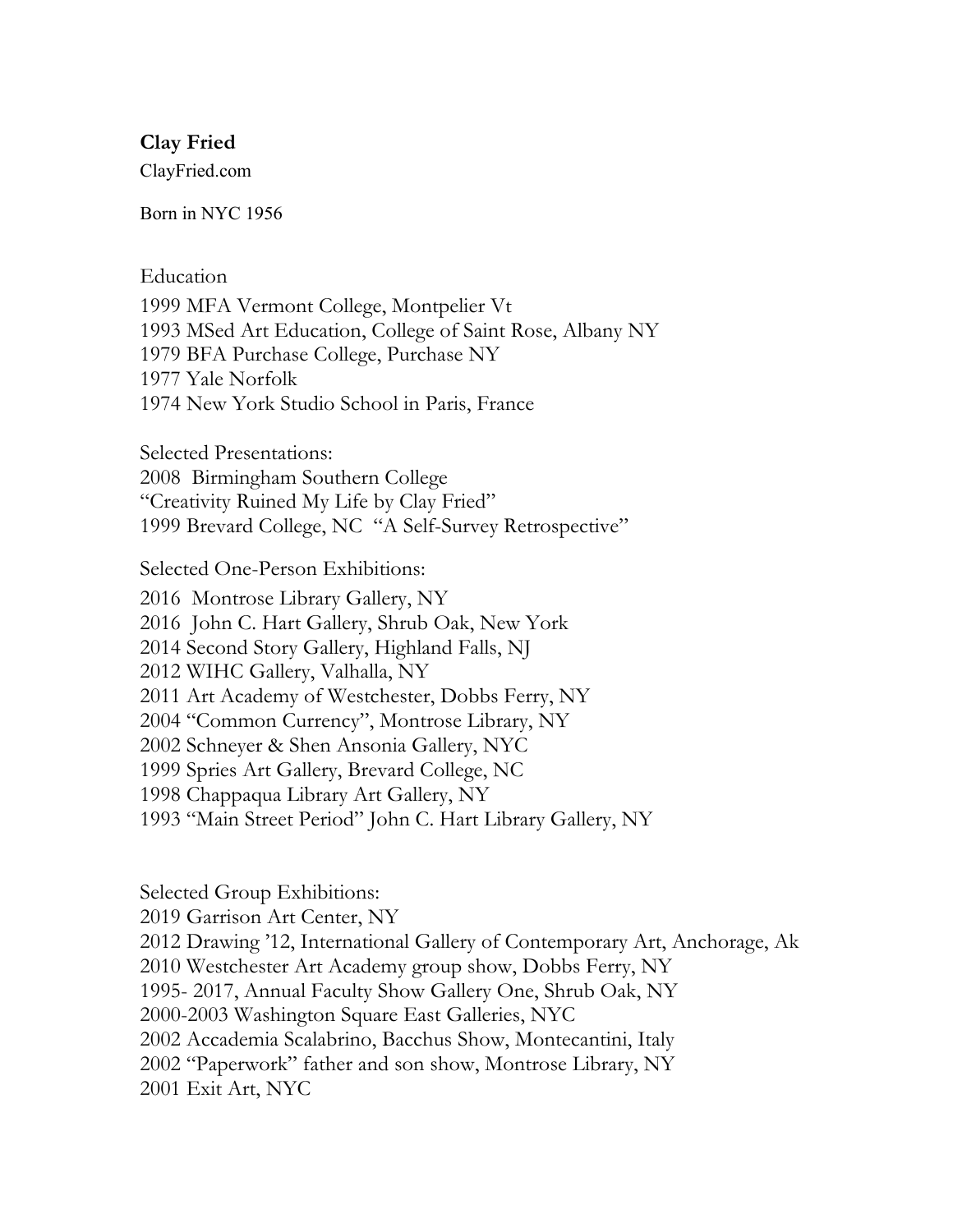**Clay Fried**

ClayFried.com

Born in NYC 1956

Education

1999 MFA Vermont College, Montpelier Vt
1993 MSed Art Education, College of Saint Rose, Albany NY
1979 BFA Purchase College, Purchase NY
1977 Yale Norfolk
1974 New York Studio School in Paris, France

Selected Presentations:
2008 Birmingham Southern College
"Creativity Ruined My Life by Clay Fried"
1999 Brevard College, NC "A Self-Survey Retrospective"

Selected One-Person Exhibitions:

2016 Montrose Library Gallery, NY
2016 John C. Hart Gallery, Shrub Oak, New York
2014 Second Story Gallery, Highland Falls, NJ
2012 WIHC Gallery, Valhalla, NY
2011 Art Academy of Westchester, Dobbs Ferry, NY
2004 "Common Currency", Montrose Library, NY
2002 Schneyer & Shen Ansonia Gallery, NYC
1999 Spries Art Gallery, Brevard College, NC
1998 Chappaqua Library Art Gallery, NY
1993 "Main Street Period" John C. Hart Library Gallery, NY

Selected Group Exhibitions:
2019 Garrison Art Center, NY
2012 Drawing '12, International Gallery of Contemporary Art, Anchorage, Ak
2010 Westchester Art Academy group show, Dobbs Ferry, NY
1995- 2017, Annual Faculty Show Gallery One, Shrub Oak, NY
2000-2003 Washington Square East Galleries, NYC
2002 Accademia Scalabrino, Bacchus Show, Montecantini, Italy
2002 "Paperwork" father and son show, Montrose Library, NY
2001 Exit Art, NYC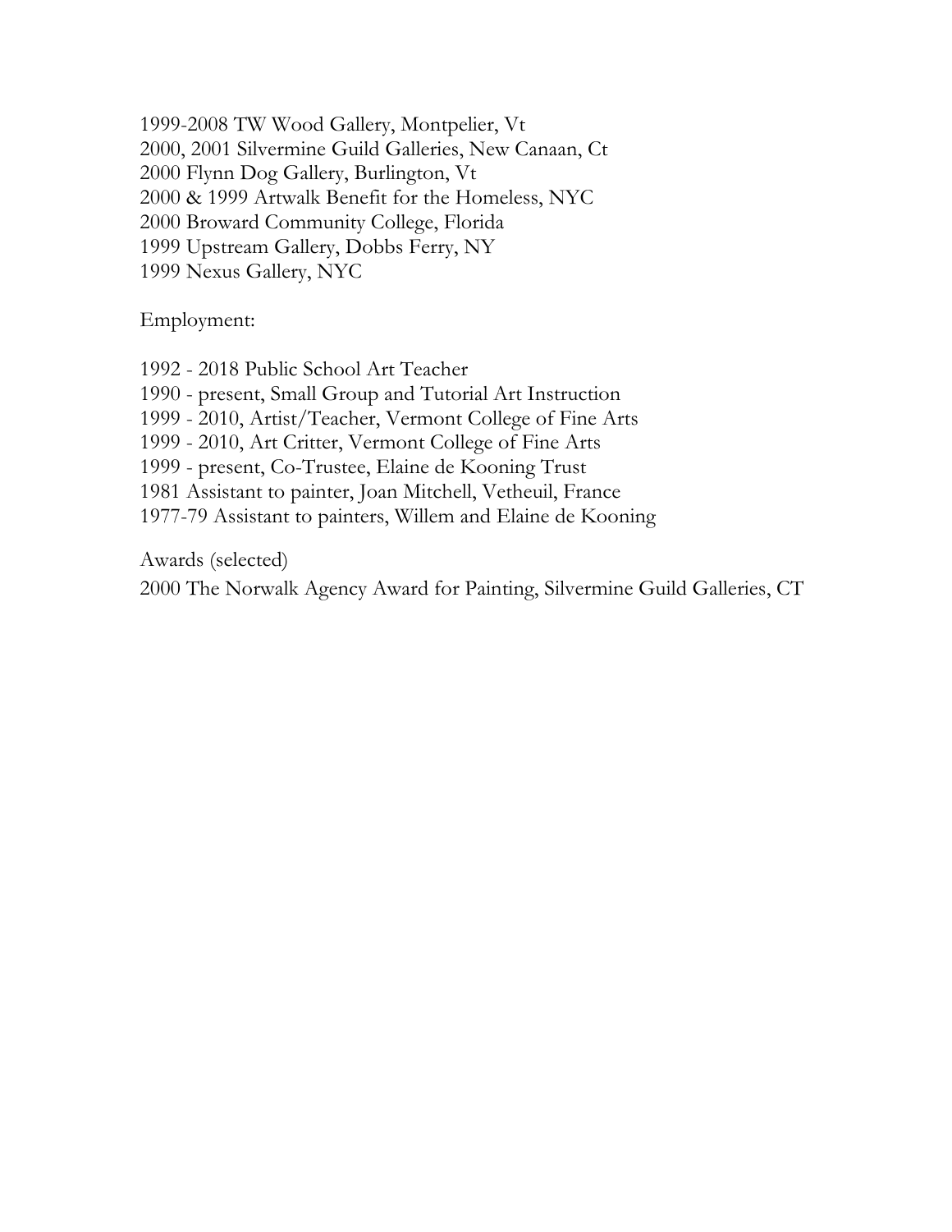1999-2008 TW Wood Gallery, Montpelier, Vt
2000, 2001 Silvermine Guild Galleries, New Canaan, Ct
2000 Flynn Dog Gallery, Burlington, Vt
2000 & 1999 Artwalk Benefit for the Homeless, NYC
2000 Broward Community College, Florida
1999 Upstream Gallery, Dobbs Ferry, NY
1999 Nexus Gallery, NYC

Employment:

1992 - 2018 Public School Art Teacher
1990 - present, Small Group and Tutorial Art Instruction
1999 - 2010, Artist/Teacher, Vermont College of Fine Arts
1999 - 2010, Art Critter, Vermont College of Fine Arts
1999 - present, Co-Trustee, Elaine de Kooning Trust
1981 Assistant to painter, Joan Mitchell, Vetheuil, France
1977-79 Assistant to painters, Willem and Elaine de Kooning

Awards (selected)

2000 The Norwalk Agency Award for Painting, Silvermine Guild Galleries, CT